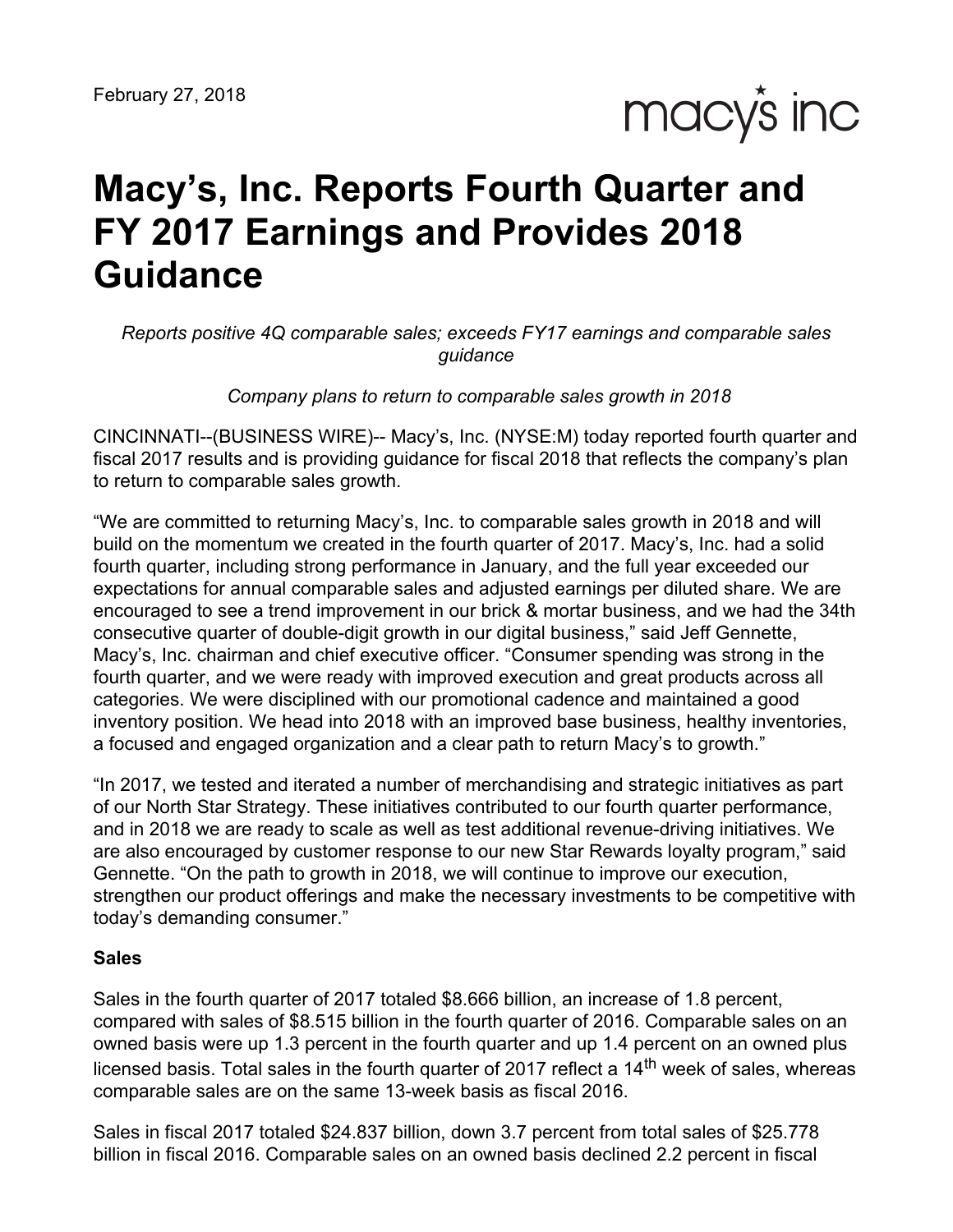February 27, 2018

macy's inc

# Macy's, Inc. Reports Fourth Quarter and FY 2017 Earnings and Provides 2018 Guidance

*Reports positive 4Q comparable sales; exceeds FY17 earnings and comparable sales guidance*

*Company plans to return to comparable sales growth in 2018*

CINCINNATI--(BUSINESS WIRE)-- Macy's, Inc. (NYSE:M) today reported fourth quarter and fiscal 2017 results and is providing guidance for fiscal 2018 that reflects the company's plan to return to comparable sales growth.

"We are committed to returning Macy's, Inc. to comparable sales growth in 2018 and will build on the momentum we created in the fourth quarter of 2017. Macy's, Inc. had a solid fourth quarter, including strong performance in January, and the full year exceeded our expectations for annual comparable sales and adjusted earnings per diluted share. We are encouraged to see a trend improvement in our brick & mortar business, and we had the 34th consecutive quarter of double-digit growth in our digital business," said Jeff Gennette, Macy's, Inc. chairman and chief executive officer. "Consumer spending was strong in the fourth quarter, and we were ready with improved execution and great products across all categories. We were disciplined with our promotional cadence and maintained a good inventory position. We head into 2018 with an improved base business, healthy inventories, a focused and engaged organization and a clear path to return Macy's to growth."

"In 2017, we tested and iterated a number of merchandising and strategic initiatives as part of our North Star Strategy. These initiatives contributed to our fourth quarter performance, and in 2018 we are ready to scale as well as test additional revenue-driving initiatives. We are also encouraged by customer response to our new Star Rewards loyalty program," said Gennette. "On the path to growth in 2018, we will continue to improve our execution, strengthen our product offerings and make the necessary investments to be competitive with today's demanding consumer."

**Sales**

Sales in the fourth quarter of 2017 totaled $8.666 billion, an increase of 1.8 percent, compared with sales of $8.515 billion in the fourth quarter of 2016. Comparable sales on an owned basis were up 1.3 percent in the fourth quarter and up 1.4 percent on an owned plus licensed basis. Total sales in the fourth quarter of 2017 reflect a 14th week of sales, whereas comparable sales are on the same 13-week basis as fiscal 2016.

Sales in fiscal 2017 totaled $24.837 billion, down 3.7 percent from total sales of $25.778 billion in fiscal 2016. Comparable sales on an owned basis declined 2.2 percent in fiscal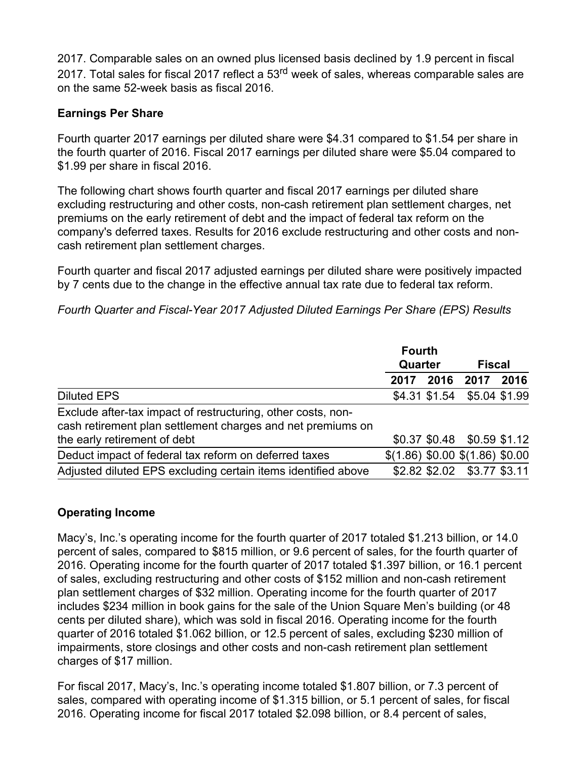2017. Comparable sales on an owned plus licensed basis declined by 1.9 percent in fiscal 2017. Total sales for fiscal 2017 reflect a 53rd week of sales, whereas comparable sales are on the same 52-week basis as fiscal 2016.

**Earnings Per Share**

Fourth quarter 2017 earnings per diluted share were $4.31 compared to $1.54 per share in the fourth quarter of 2016. Fiscal 2017 earnings per diluted share were $5.04 compared to $1.99 per share in fiscal 2016.

The following chart shows fourth quarter and fiscal 2017 earnings per diluted share excluding restructuring and other costs, non-cash retirement plan settlement charges, net premiums on the early retirement of debt and the impact of federal tax reform on the company's deferred taxes. Results for 2016 exclude restructuring and other costs and non-cash retirement plan settlement charges.

Fourth quarter and fiscal 2017 adjusted earnings per diluted share were positively impacted by 7 cents due to the change in the effective annual tax rate due to federal tax reform.

*Fourth Quarter and Fiscal-Year 2017 Adjusted Diluted Earnings Per Share (EPS) Results*

| | Fourth Quarter | | Fiscal | |
|---|---|---|---|---|
| | **2017** | **2016** | **2017** | **2016** |
| Diluted EPS | $4.31 | $1.54 | $5.04 | $1.99 |
| Exclude after-tax impact of restructuring, other costs, non-cash retirement plan settlement charges and net premiums on the early retirement of debt | $0.37 | $0.48 | $0.59 | $1.12 |
| Deduct impact of federal tax reform on deferred taxes | $(1.86) | $0.00 | $(1.86) | $0.00 |
| Adjusted diluted EPS excluding certain items identified above | $2.82 | $2.02 | $3.77 | $3.11 |

**Operating Income**

Macy's, Inc.'s operating income for the fourth quarter of 2017 totaled $1.213 billion, or 14.0 percent of sales, compared to $815 million, or 9.6 percent of sales, for the fourth quarter of 2016. Operating income for the fourth quarter of 2017 totaled $1.397 billion, or 16.1 percent of sales, excluding restructuring and other costs of $152 million and non-cash retirement plan settlement charges of $32 million. Operating income for the fourth quarter of 2017 includes $234 million in book gains for the sale of the Union Square Men's building (or 48 cents per diluted share), which was sold in fiscal 2016. Operating income for the fourth quarter of 2016 totaled $1.062 billion, or 12.5 percent of sales, excluding $230 million of impairments, store closings and other costs and non-cash retirement plan settlement charges of $17 million.

For fiscal 2017, Macy's, Inc.'s operating income totaled $1.807 billion, or 7.3 percent of sales, compared with operating income of $1.315 billion, or 5.1 percent of sales, for fiscal 2016. Operating income for fiscal 2017 totaled $2.098 billion, or 8.4 percent of sales,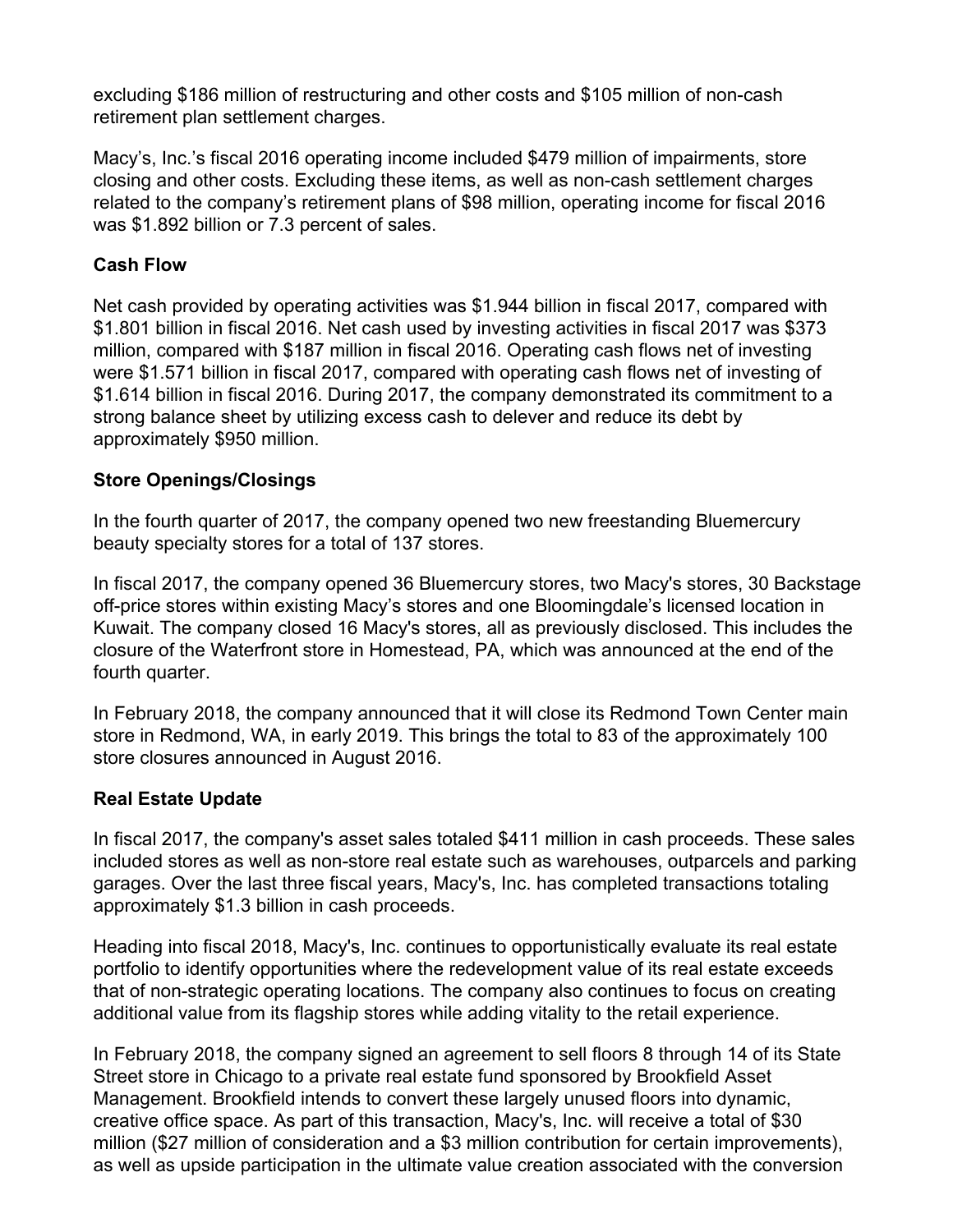excluding $186 million of restructuring and other costs and $105 million of non-cash retirement plan settlement charges.

Macy's, Inc.'s fiscal 2016 operating income included $479 million of impairments, store closing and other costs. Excluding these items, as well as non-cash settlement charges related to the company's retirement plans of $98 million, operating income for fiscal 2016 was $1.892 billion or 7.3 percent of sales.

**Cash Flow**

Net cash provided by operating activities was $1.944 billion in fiscal 2017, compared with $1.801 billion in fiscal 2016. Net cash used by investing activities in fiscal 2017 was $373 million, compared with $187 million in fiscal 2016. Operating cash flows net of investing were $1.571 billion in fiscal 2017, compared with operating cash flows net of investing of $1.614 billion in fiscal 2016. During 2017, the company demonstrated its commitment to a strong balance sheet by utilizing excess cash to delever and reduce its debt by approximately $950 million.

**Store Openings/Closings**

In the fourth quarter of 2017, the company opened two new freestanding Bluemercury beauty specialty stores for a total of 137 stores.

In fiscal 2017, the company opened 36 Bluemercury stores, two Macy's stores, 30 Backstage off-price stores within existing Macy's stores and one Bloomingdale's licensed location in Kuwait. The company closed 16 Macy's stores, all as previously disclosed. This includes the closure of the Waterfront store in Homestead, PA, which was announced at the end of the fourth quarter.

In February 2018, the company announced that it will close its Redmond Town Center main store in Redmond, WA, in early 2019. This brings the total to 83 of the approximately 100 store closures announced in August 2016.

**Real Estate Update**

In fiscal 2017, the company's asset sales totaled $411 million in cash proceeds. These sales included stores as well as non-store real estate such as warehouses, outparcels and parking garages. Over the last three fiscal years, Macy's, Inc. has completed transactions totaling approximately $1.3 billion in cash proceeds.

Heading into fiscal 2018, Macy's, Inc. continues to opportunistically evaluate its real estate portfolio to identify opportunities where the redevelopment value of its real estate exceeds that of non-strategic operating locations. The company also continues to focus on creating additional value from its flagship stores while adding vitality to the retail experience.

In February 2018, the company signed an agreement to sell floors 8 through 14 of its State Street store in Chicago to a private real estate fund sponsored by Brookfield Asset Management. Brookfield intends to convert these largely unused floors into dynamic, creative office space. As part of this transaction, Macy's, Inc. will receive a total of $30 million ($27 million of consideration and a $3 million contribution for certain improvements), as well as upside participation in the ultimate value creation associated with the conversion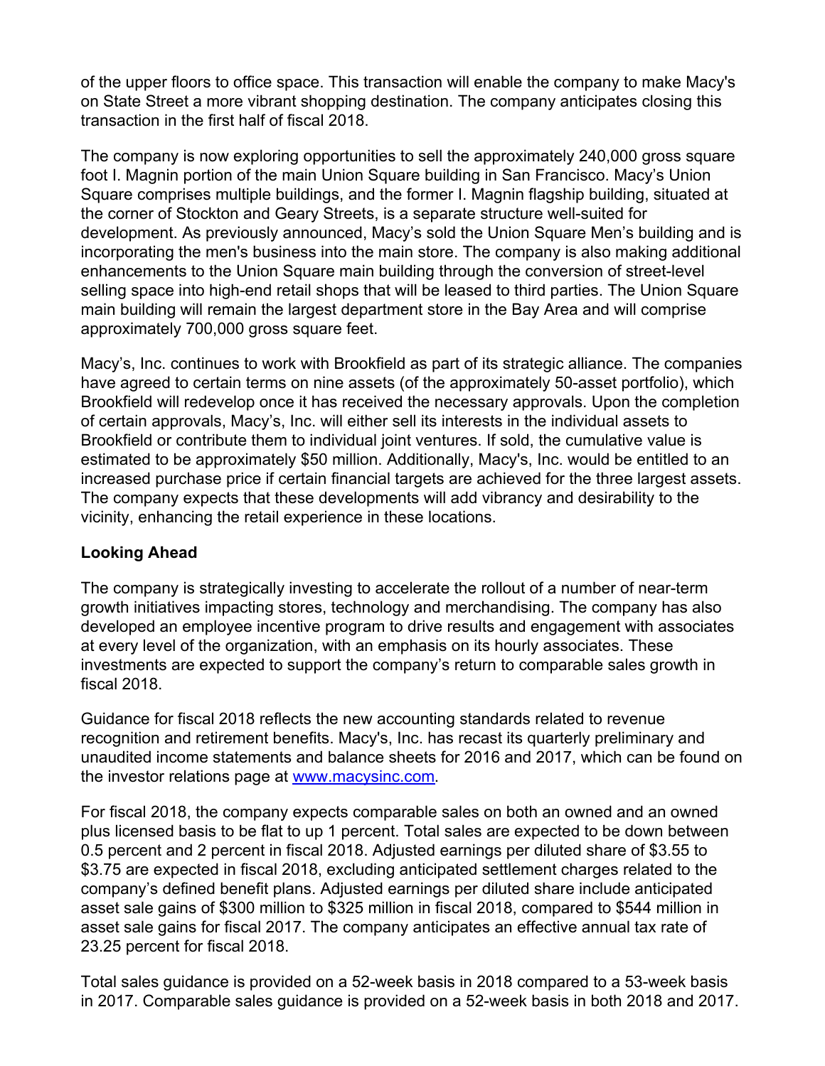of the upper floors to office space. This transaction will enable the company to make Macy's on State Street a more vibrant shopping destination. The company anticipates closing this transaction in the first half of fiscal 2018.

The company is now exploring opportunities to sell the approximately 240,000 gross square foot I. Magnin portion of the main Union Square building in San Francisco. Macy's Union Square comprises multiple buildings, and the former I. Magnin flagship building, situated at the corner of Stockton and Geary Streets, is a separate structure well-suited for development. As previously announced, Macy's sold the Union Square Men's building and is incorporating the men's business into the main store. The company is also making additional enhancements to the Union Square main building through the conversion of street-level selling space into high-end retail shops that will be leased to third parties. The Union Square main building will remain the largest department store in the Bay Area and will comprise approximately 700,000 gross square feet.

Macy's, Inc. continues to work with Brookfield as part of its strategic alliance. The companies have agreed to certain terms on nine assets (of the approximately 50-asset portfolio), which Brookfield will redevelop once it has received the necessary approvals. Upon the completion of certain approvals, Macy's, Inc. will either sell its interests in the individual assets to Brookfield or contribute them to individual joint ventures. If sold, the cumulative value is estimated to be approximately $50 million. Additionally, Macy's, Inc. would be entitled to an increased purchase price if certain financial targets are achieved for the three largest assets. The company expects that these developments will add vibrancy and desirability to the vicinity, enhancing the retail experience in these locations.

## Looking Ahead

The company is strategically investing to accelerate the rollout of a number of near-term growth initiatives impacting stores, technology and merchandising. The company has also developed an employee incentive program to drive results and engagement with associates at every level of the organization, with an emphasis on its hourly associates. These investments are expected to support the company's return to comparable sales growth in fiscal 2018.

Guidance for fiscal 2018 reflects the new accounting standards related to revenue recognition and retirement benefits. Macy's, Inc. has recast its quarterly preliminary and unaudited income statements and balance sheets for 2016 and 2017, which can be found on the investor relations page at www.macysinc.com.

For fiscal 2018, the company expects comparable sales on both an owned and an owned plus licensed basis to be flat to up 1 percent. Total sales are expected to be down between 0.5 percent and 2 percent in fiscal 2018. Adjusted earnings per diluted share of $3.55 to $3.75 are expected in fiscal 2018, excluding anticipated settlement charges related to the company's defined benefit plans. Adjusted earnings per diluted share include anticipated asset sale gains of $300 million to $325 million in fiscal 2018, compared to $544 million in asset sale gains for fiscal 2017. The company anticipates an effective annual tax rate of 23.25 percent for fiscal 2018.

Total sales guidance is provided on a 52-week basis in 2018 compared to a 53-week basis in 2017. Comparable sales guidance is provided on a 52-week basis in both 2018 and 2017.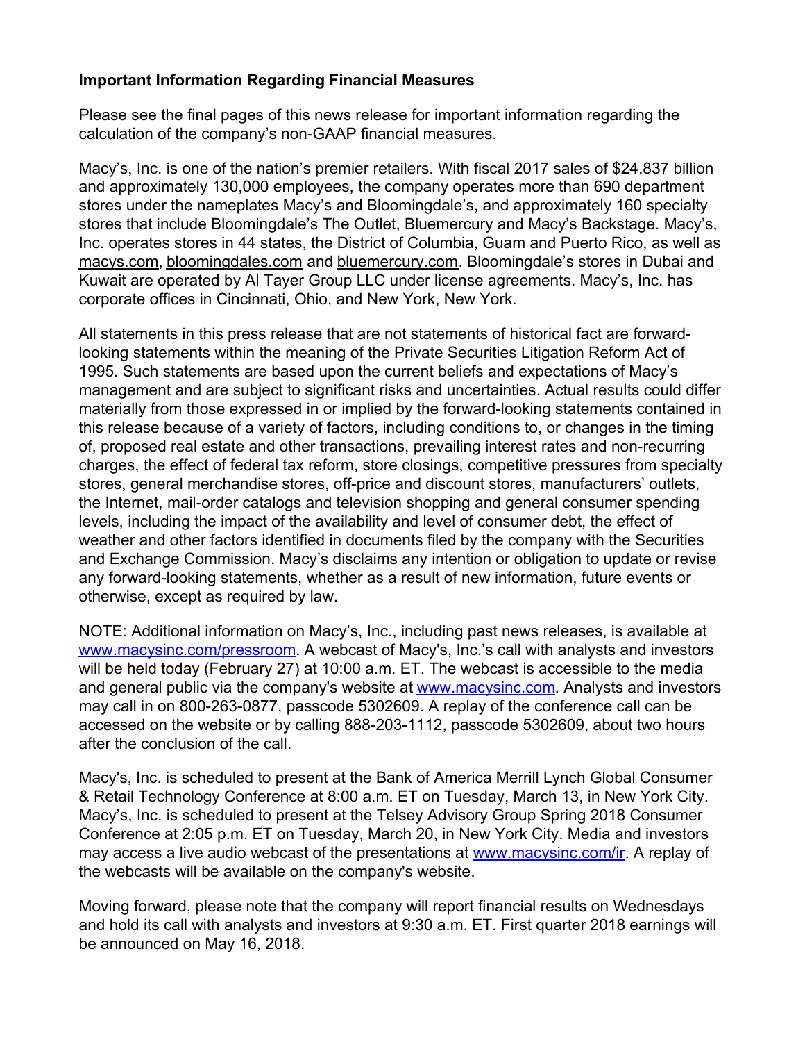**Important Information Regarding Financial Measures**

Please see the final pages of this news release for important information regarding the calculation of the company's non-GAAP financial measures.

Macy's, Inc. is one of the nation's premier retailers. With fiscal 2017 sales of $24.837 billion and approximately 130,000 employees, the company operates more than 690 department stores under the nameplates Macy's and Bloomingdale's, and approximately 160 specialty stores that include Bloomingdale's The Outlet, Bluemercury and Macy's Backstage. Macy's, Inc. operates stores in 44 states, the District of Columbia, Guam and Puerto Rico, as well as macys.com, bloomingdales.com and bluemercury.com. Bloomingdale's stores in Dubai and Kuwait are operated by Al Tayer Group LLC under license agreements. Macy's, Inc. has corporate offices in Cincinnati, Ohio, and New York, New York.

All statements in this press release that are not statements of historical fact are forward-looking statements within the meaning of the Private Securities Litigation Reform Act of 1995. Such statements are based upon the current beliefs and expectations of Macy's management and are subject to significant risks and uncertainties. Actual results could differ materially from those expressed in or implied by the forward-looking statements contained in this release because of a variety of factors, including conditions to, or changes in the timing of, proposed real estate and other transactions, prevailing interest rates and non-recurring charges, the effect of federal tax reform, store closings, competitive pressures from specialty stores, general merchandise stores, off-price and discount stores, manufacturers' outlets, the Internet, mail-order catalogs and television shopping and general consumer spending levels, including the impact of the availability and level of consumer debt, the effect of weather and other factors identified in documents filed by the company with the Securities and Exchange Commission. Macy's disclaims any intention or obligation to update or revise any forward-looking statements, whether as a result of new information, future events or otherwise, except as required by law.

NOTE: Additional information on Macy's, Inc., including past news releases, is available at www.macysinc.com/pressroom. A webcast of Macy's, Inc.'s call with analysts and investors will be held today (February 27) at 10:00 a.m. ET. The webcast is accessible to the media and general public via the company's website at www.macysinc.com. Analysts and investors may call in on 800-263-0877, passcode 5302609. A replay of the conference call can be accessed on the website or by calling 888-203-1112, passcode 5302609, about two hours after the conclusion of the call.

Macy's, Inc. is scheduled to present at the Bank of America Merrill Lynch Global Consumer & Retail Technology Conference at 8:00 a.m. ET on Tuesday, March 13, in New York City. Macy's, Inc. is scheduled to present at the Telsey Advisory Group Spring 2018 Consumer Conference at 2:05 p.m. ET on Tuesday, March 20, in New York City. Media and investors may access a live audio webcast of the presentations at www.macysinc.com/ir. A replay of the webcasts will be available on the company's website.

Moving forward, please note that the company will report financial results on Wednesdays and hold its call with analysts and investors at 9:30 a.m. ET. First quarter 2018 earnings will be announced on May 16, 2018.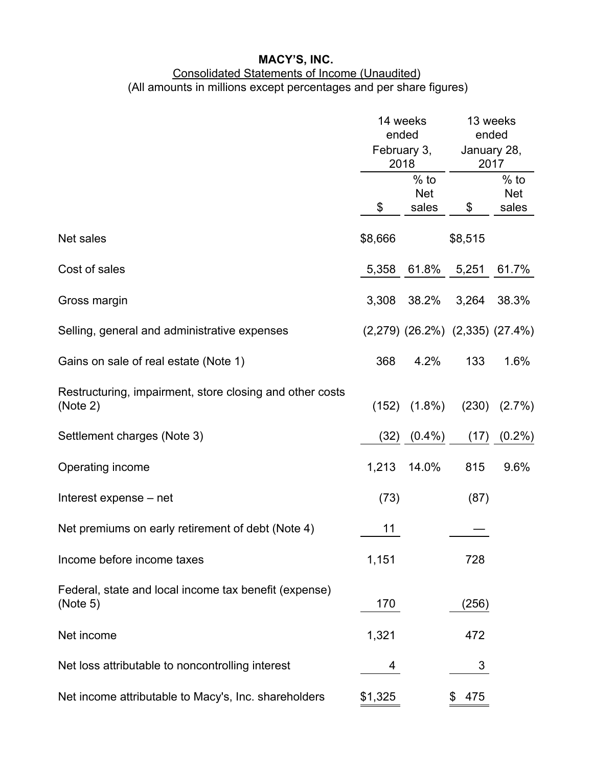**MACY'S, INC.**

Consolidated Statements of Income (Unaudited)

(All amounts in millions except percentages and per share figures)

| | 14 weeks ended February 3, 2018 | | 13 weeks ended January 28, 2017 | |
|---|---|---|---|---|
| | $ | % to Net sales | $ | % to Net sales |
| Net sales | $8,666 | | $8,515 | |
| Cost of sales | 5,358 | 61.8% | 5,251 | 61.7% |
| Gross margin | 3,308 | 38.2% | 3,264 | 38.3% |
| Selling, general and administrative expenses | (2,279) | (26.2%) | (2,335) | (27.4%) |
| Gains on sale of real estate (Note 1) | 368 | 4.2% | 133 | 1.6% |
| Restructuring, impairment, store closing and other costs (Note 2) | (152) | (1.8%) | (230) | (2.7%) |
| Settlement charges (Note 3) | (32) | (0.4%) | (17) | (0.2%) |
| Operating income | 1,213 | 14.0% | 815 | 9.6% |
| Interest expense – net | (73) | | (87) | |
| Net premiums on early retirement of debt (Note 4) | 11 | | — | |
| Income before income taxes | 1,151 | | 728 | |
| Federal, state and local income tax benefit (expense) (Note 5) | 170 | | (256) | |
| Net income | 1,321 | | 472 | |
| Net loss attributable to noncontrolling interest | 4 | | 3 | |
| Net income attributable to Macy's, Inc. shareholders | $1,325 | | $ 475 | |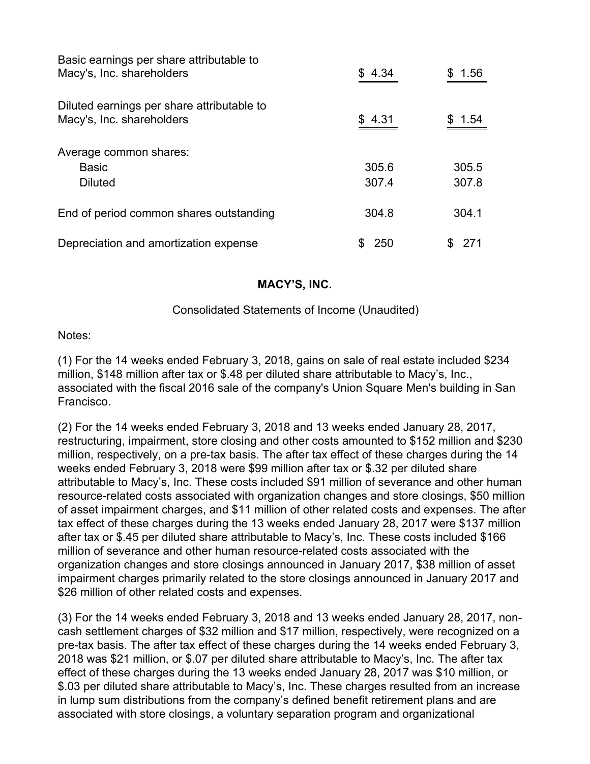| | | |
|---|---|---|
| Basic earnings per share attributable to Macy's, Inc. shareholders | $ 4.34 | $ 1.56 |
| Diluted earnings per share attributable to Macy's, Inc. shareholders | $ 4.31 | $ 1.54 |
| Average common shares: | | |
| Basic | 305.6 | 305.5 |
| Diluted | 307.4 | 307.8 |
| End of period common shares outstanding | 304.8 | 304.1 |
| Depreciation and amortization expense | $ 250 | $ 271 |

**MACY'S, INC.**

Consolidated Statements of Income (Unaudited)

Notes:

(1) For the 14 weeks ended February 3, 2018, gains on sale of real estate included $234 million, $148 million after tax or $.48 per diluted share attributable to Macy's, Inc., associated with the fiscal 2016 sale of the company's Union Square Men's building in San Francisco.

(2) For the 14 weeks ended February 3, 2018 and 13 weeks ended January 28, 2017, restructuring, impairment, store closing and other costs amounted to $152 million and $230 million, respectively, on a pre-tax basis. The after tax effect of these charges during the 14 weeks ended February 3, 2018 were $99 million after tax or $.32 per diluted share attributable to Macy's, Inc. These costs included $91 million of severance and other human resource-related costs associated with organization changes and store closings, $50 million of asset impairment charges, and $11 million of other related costs and expenses. The after tax effect of these charges during the 13 weeks ended January 28, 2017 were $137 million after tax or $.45 per diluted share attributable to Macy's, Inc. These costs included $166 million of severance and other human resource-related costs associated with the organization changes and store closings announced in January 2017, $38 million of asset impairment charges primarily related to the store closings announced in January 2017 and $26 million of other related costs and expenses.

(3) For the 14 weeks ended February 3, 2018 and 13 weeks ended January 28, 2017, non-cash settlement charges of $32 million and $17 million, respectively, were recognized on a pre-tax basis. The after tax effect of these charges during the 14 weeks ended February 3, 2018 was $21 million, or $.07 per diluted share attributable to Macy's, Inc. The after tax effect of these charges during the 13 weeks ended January 28, 2017 was $10 million, or $.03 per diluted share attributable to Macy's, Inc. These charges resulted from an increase in lump sum distributions from the company's defined benefit retirement plans and are associated with store closings, a voluntary separation program and organizational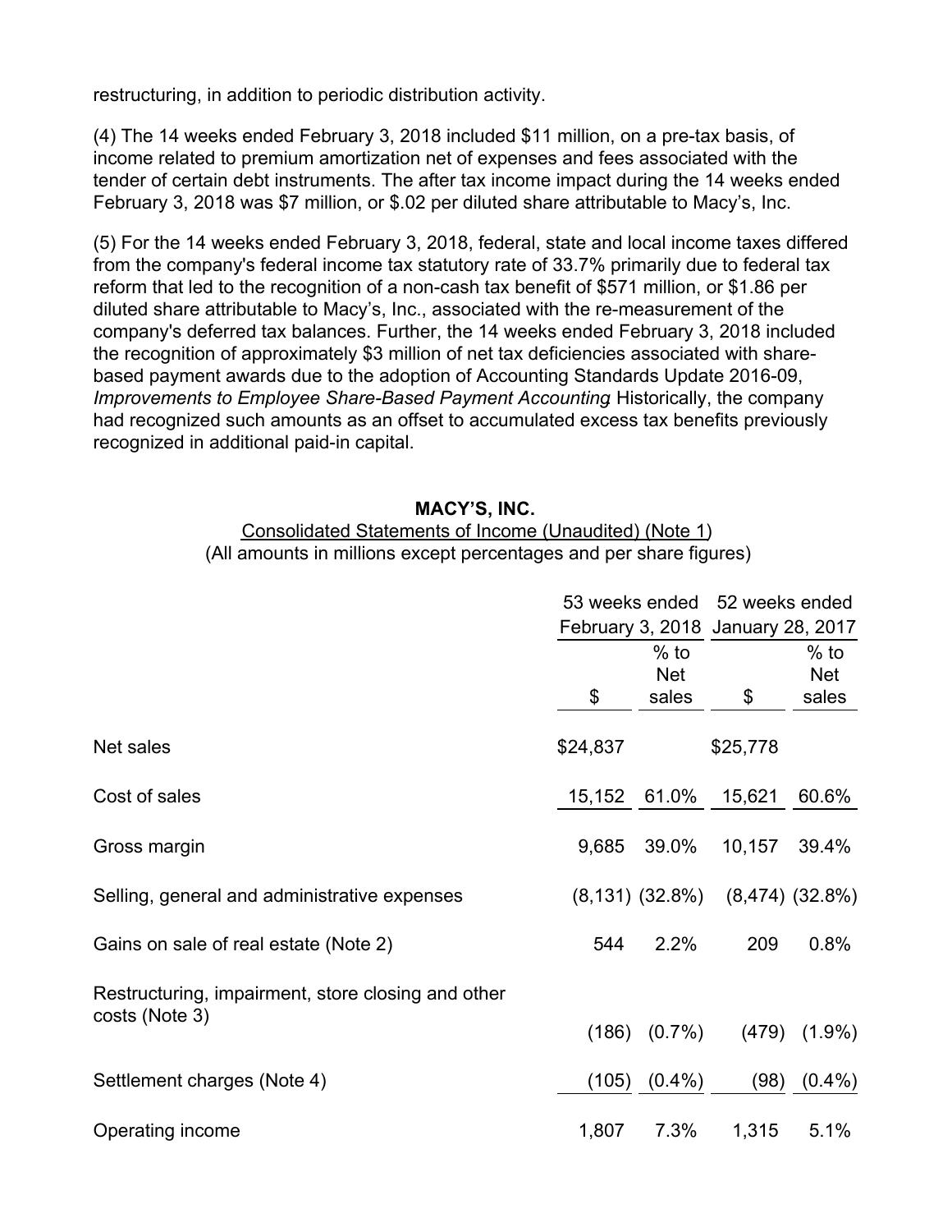restructuring, in addition to periodic distribution activity.

(4) The 14 weeks ended February 3, 2018 included $11 million, on a pre-tax basis, of income related to premium amortization net of expenses and fees associated with the tender of certain debt instruments. The after tax income impact during the 14 weeks ended February 3, 2018 was $7 million, or $.02 per diluted share attributable to Macy's, Inc.

(5) For the 14 weeks ended February 3, 2018, federal, state and local income taxes differed from the company's federal income tax statutory rate of 33.7% primarily due to federal tax reform that led to the recognition of a non-cash tax benefit of $571 million, or $1.86 per diluted share attributable to Macy's, Inc., associated with the re-measurement of the company's deferred tax balances. Further, the 14 weeks ended February 3, 2018 included the recognition of approximately $3 million of net tax deficiencies associated with share-based payment awards due to the adoption of Accounting Standards Update 2016-09, *Improvements to Employee Share-Based Payment Accounting* Historically, the company had recognized such amounts as an offset to accumulated excess tax benefits previously recognized in additional paid-in capital.

**MACY'S, INC.**

Consolidated Statements of Income (Unaudited) (Note 1)

(All amounts in millions except percentages and per share figures)

| | 53 weeks ended February 3, 2018 | | 52 weeks ended January 28, 2017 | |
|---|---|---|---|---|
| | $ | % to Net sales | $ | % to Net sales |
| Net sales | $24,837 | | $25,778 | |
| Cost of sales | 15,152 | 61.0% | 15,621 | 60.6% |
| Gross margin | 9,685 | 39.0% | 10,157 | 39.4% |
| Selling, general and administrative expenses | (8,131) | (32.8%) | (8,474) | (32.8%) |
| Gains on sale of real estate (Note 2) | 544 | 2.2% | 209 | 0.8% |
| Restructuring, impairment, store closing and other costs (Note 3) | (186) | (0.7%) | (479) | (1.9%) |
| Settlement charges (Note 4) | (105) | (0.4%) | (98) | (0.4%) |
| Operating income | 1,807 | 7.3% | 1,315 | 5.1% |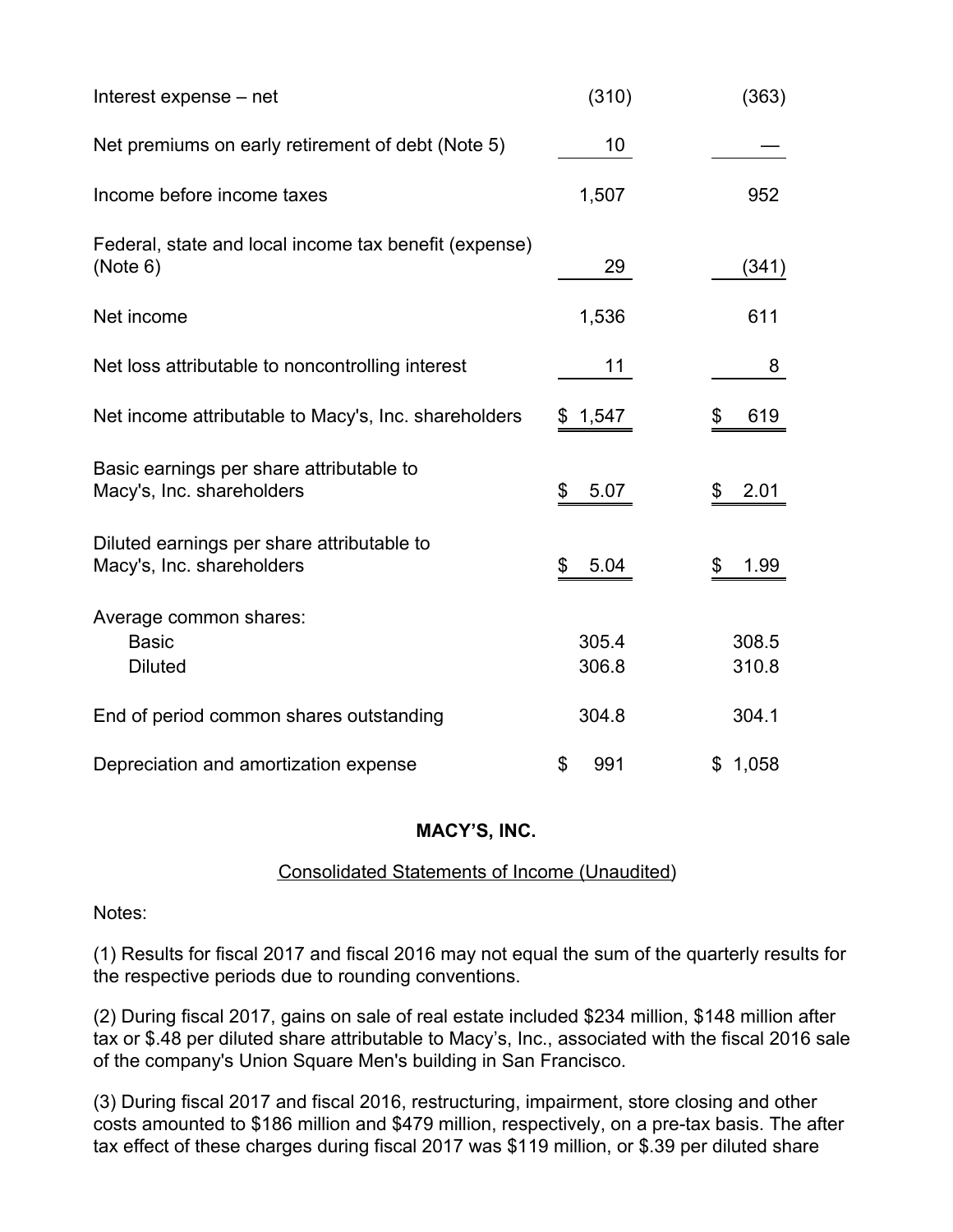| | | |
|---|---|---|
| Interest expense – net | (310) | (363) |
| Net premiums on early retirement of debt (Note 5) | 10 | — |
| Income before income taxes | 1,507 | 952 |
| Federal, state and local income tax benefit (expense) (Note 6) | 29 | (341) |
| Net income | 1,536 | 611 |
| Net loss attributable to noncontrolling interest | 11 | 8 |
| Net income attributable to Macy's, Inc. shareholders | $ 1,547 | $ 619 |
| Basic earnings per share attributable to Macy's, Inc. shareholders | $ 5.07 | $ 2.01 |
| Diluted earnings per share attributable to Macy's, Inc. shareholders | $ 5.04 | $ 1.99 |
| Average common shares: | | |
| Basic | 305.4 | 308.5 |
| Diluted | 306.8 | 310.8 |
| End of period common shares outstanding | 304.8 | 304.1 |
| Depreciation and amortization expense | $ 991 | $ 1,058 |

**MACY'S, INC.**

Consolidated Statements of Income (Unaudited)

Notes:

(1) Results for fiscal 2017 and fiscal 2016 may not equal the sum of the quarterly results for the respective periods due to rounding conventions.

(2) During fiscal 2017, gains on sale of real estate included $234 million, $148 million after tax or $.48 per diluted share attributable to Macy's, Inc., associated with the fiscal 2016 sale of the company's Union Square Men's building in San Francisco.

(3) During fiscal 2017 and fiscal 2016, restructuring, impairment, store closing and other costs amounted to $186 million and $479 million, respectively, on a pre-tax basis. The after tax effect of these charges during fiscal 2017 was $119 million, or $.39 per diluted share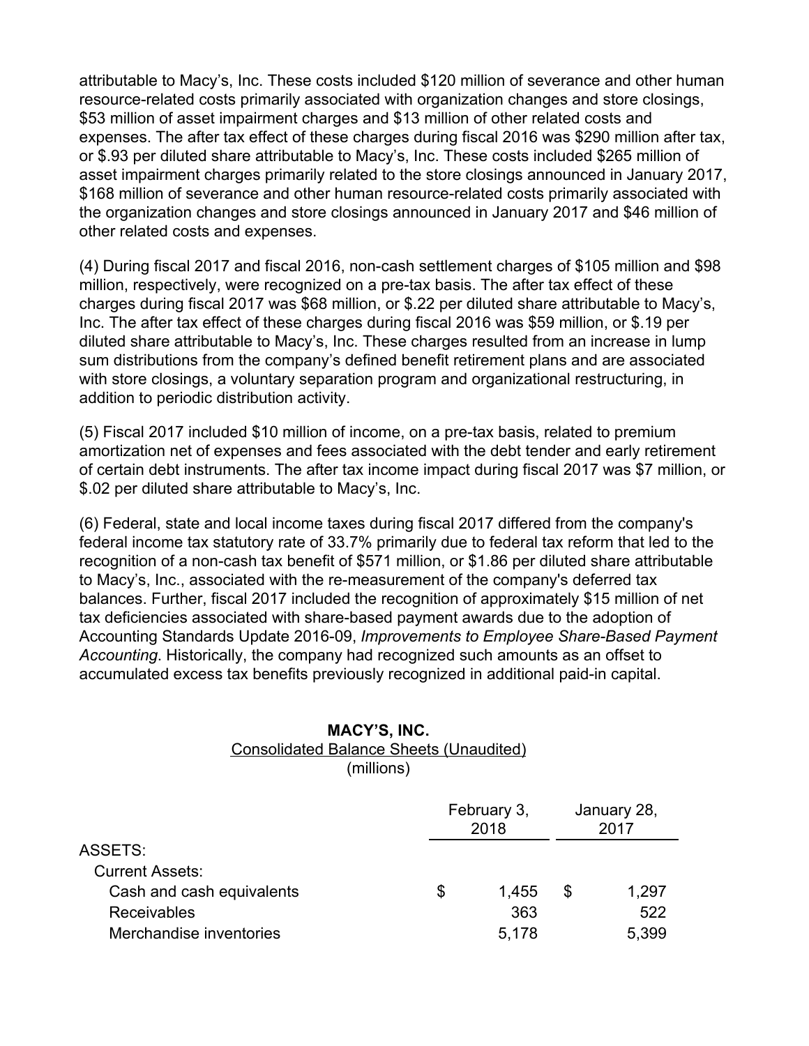attributable to Macy's, Inc. These costs included $120 million of severance and other human resource-related costs primarily associated with organization changes and store closings, $53 million of asset impairment charges and $13 million of other related costs and expenses. The after tax effect of these charges during fiscal 2016 was $290 million after tax, or $.93 per diluted share attributable to Macy's, Inc. These costs included $265 million of asset impairment charges primarily related to the store closings announced in January 2017, $168 million of severance and other human resource-related costs primarily associated with the organization changes and store closings announced in January 2017 and $46 million of other related costs and expenses.

(4) During fiscal 2017 and fiscal 2016, non-cash settlement charges of $105 million and $98 million, respectively, were recognized on a pre-tax basis. The after tax effect of these charges during fiscal 2017 was $68 million, or $.22 per diluted share attributable to Macy's, Inc. The after tax effect of these charges during fiscal 2016 was $59 million, or $.19 per diluted share attributable to Macy's, Inc. These charges resulted from an increase in lump sum distributions from the company's defined benefit retirement plans and are associated with store closings, a voluntary separation program and organizational restructuring, in addition to periodic distribution activity.

(5) Fiscal 2017 included $10 million of income, on a pre-tax basis, related to premium amortization net of expenses and fees associated with the debt tender and early retirement of certain debt instruments. The after tax income impact during fiscal 2017 was $7 million, or $.02 per diluted share attributable to Macy's, Inc.

(6) Federal, state and local income taxes during fiscal 2017 differed from the company's federal income tax statutory rate of 33.7% primarily due to federal tax reform that led to the recognition of a non-cash tax benefit of $571 million, or $1.86 per diluted share attributable to Macy's, Inc., associated with the re-measurement of the company's deferred tax balances. Further, fiscal 2017 included the recognition of approximately $15 million of net tax deficiencies associated with share-based payment awards due to the adoption of Accounting Standards Update 2016-09, *Improvements to Employee Share-Based Payment Accounting*. Historically, the company had recognized such amounts as an offset to accumulated excess tax benefits previously recognized in additional paid-in capital.

**MACY'S, INC.**

Consolidated Balance Sheets (Unaudited)

(millions)

| | February 3, 2018 | January 28, 2017 |
|---|---|---|
| ASSETS: | | |
| Current Assets: | | |
| Cash and cash equivalents | $ 1,455 | $ 1,297 |
| Receivables | 363 | 522 |
| Merchandise inventories | 5,178 | 5,399 |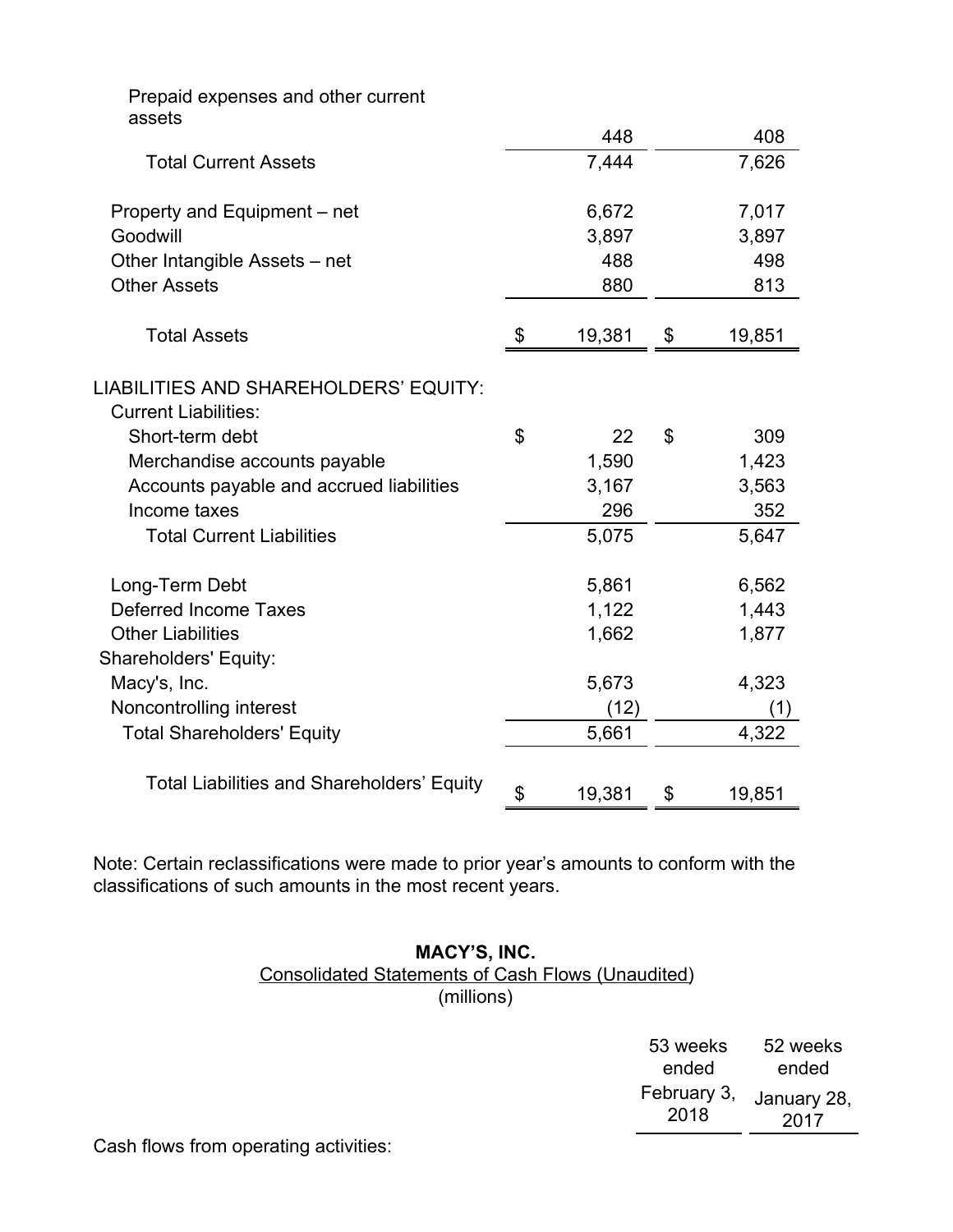| | | |
|---|---|---|
| Prepaid expenses and other current assets | 448 | 408 |
| Total Current Assets | 7,444 | 7,626 |
| | | |
| Property and Equipment – net | 6,672 | 7,017 |
| Goodwill | 3,897 | 3,897 |
| Other Intangible Assets – net | 488 | 498 |
| Other Assets | 880 | 813 |
| | | |
| Total Assets | $ 19,381 | $ 19,851 |
| | | |
| LIABILITIES AND SHAREHOLDERS' EQUITY: | | |
| Current Liabilities: | | |
| Short-term debt | $ 22 | $ 309 |
| Merchandise accounts payable | 1,590 | 1,423 |
| Accounts payable and accrued liabilities | 3,167 | 3,563 |
| Income taxes | 296 | 352 |
| Total Current Liabilities | 5,075 | 5,647 |
| | | |
| Long-Term Debt | 5,861 | 6,562 |
| Deferred Income Taxes | 1,122 | 1,443 |
| Other Liabilities | 1,662 | 1,877 |
| Shareholders' Equity: | | |
| Macy's, Inc. | 5,673 | 4,323 |
| Noncontrolling interest | (12) | (1) |
| Total Shareholders' Equity | 5,661 | 4,322 |
| | | |
| Total Liabilities and Shareholders' Equity | $ 19,381 | $ 19,851 |

Note: Certain reclassifications were made to prior year's amounts to conform with the classifications of such amounts in the most recent years.

**MACY'S, INC.**

Consolidated Statements of Cash Flows (Unaudited)

(millions)

| | 53 weeks ended February 3, 2018 | 52 weeks ended January 28, 2017 |
|---|---|---|
| Cash flows from operating activities: | | |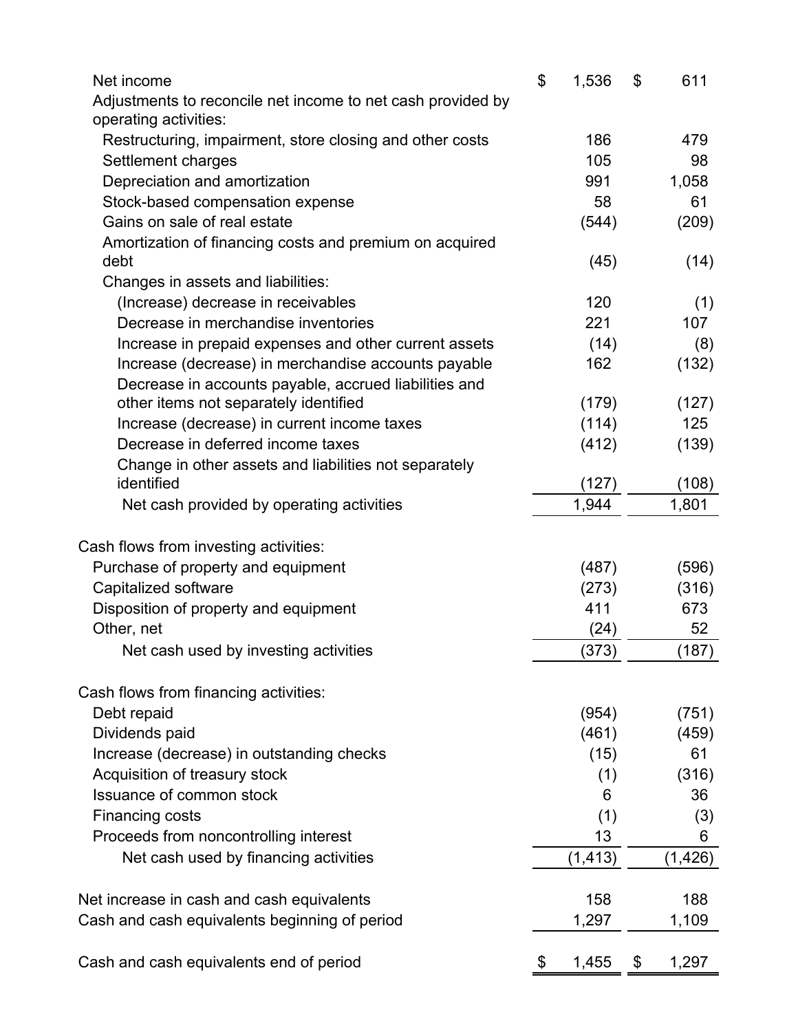| | | |
|---|---|---|
| Net income | $ 1,536 | $ 611 |
| Adjustments to reconcile net income to net cash provided by operating activities: | | |
| Restructuring, impairment, store closing and other costs | 186 | 479 |
| Settlement charges | 105 | 98 |
| Depreciation and amortization | 991 | 1,058 |
| Stock-based compensation expense | 58 | 61 |
| Gains on sale of real estate | (544) | (209) |
| Amortization of financing costs and premium on acquired debt | (45) | (14) |
| Changes in assets and liabilities: | | |
| (Increase) decrease in receivables | 120 | (1) |
| Decrease in merchandise inventories | 221 | 107 |
| Increase in prepaid expenses and other current assets | (14) | (8) |
| Increase (decrease) in merchandise accounts payable | 162 | (132) |
| Decrease in accounts payable, accrued liabilities and other items not separately identified | (179) | (127) |
| Increase (decrease) in current income taxes | (114) | 125 |
| Decrease in deferred income taxes | (412) | (139) |
| Change in other assets and liabilities not separately identified | (127) | (108) |
| Net cash provided by operating activities | 1,944 | 1,801 |
| | | |
| Cash flows from investing activities: | | |
| Purchase of property and equipment | (487) | (596) |
| Capitalized software | (273) | (316) |
| Disposition of property and equipment | 411 | 673 |
| Other, net | (24) | 52 |
| Net cash used by investing activities | (373) | (187) |
| | | |
| Cash flows from financing activities: | | |
| Debt repaid | (954) | (751) |
| Dividends paid | (461) | (459) |
| Increase (decrease) in outstanding checks | (15) | 61 |
| Acquisition of treasury stock | (1) | (316) |
| Issuance of common stock | 6 | 36 |
| Financing costs | (1) | (3) |
| Proceeds from noncontrolling interest | 13 | 6 |
| Net cash used by financing activities | (1,413) | (1,426) |
| | | |
| Net increase in cash and cash equivalents | 158 | 188 |
| Cash and cash equivalents beginning of period | 1,297 | 1,109 |
| | | |
| Cash and cash equivalents end of period | $ 1,455 | $ 1,297 |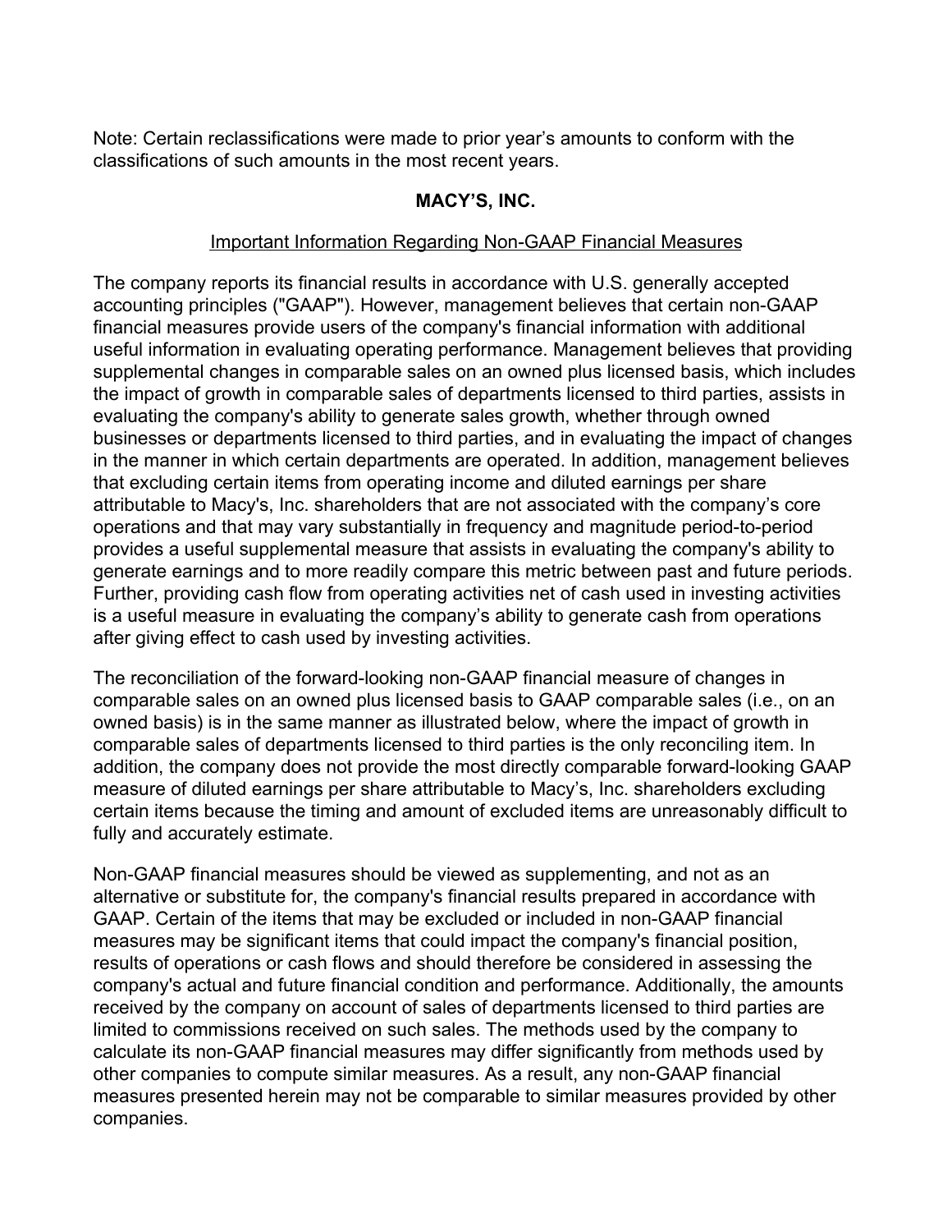Note: Certain reclassifications were made to prior year's amounts to conform with the classifications of such amounts in the most recent years.

**MACY'S, INC.**

Important Information Regarding Non-GAAP Financial Measures

The company reports its financial results in accordance with U.S. generally accepted accounting principles ("GAAP"). However, management believes that certain non-GAAP financial measures provide users of the company's financial information with additional useful information in evaluating operating performance. Management believes that providing supplemental changes in comparable sales on an owned plus licensed basis, which includes the impact of growth in comparable sales of departments licensed to third parties, assists in evaluating the company's ability to generate sales growth, whether through owned businesses or departments licensed to third parties, and in evaluating the impact of changes in the manner in which certain departments are operated. In addition, management believes that excluding certain items from operating income and diluted earnings per share attributable to Macy's, Inc. shareholders that are not associated with the company's core operations and that may vary substantially in frequency and magnitude period-to-period provides a useful supplemental measure that assists in evaluating the company's ability to generate earnings and to more readily compare this metric between past and future periods. Further, providing cash flow from operating activities net of cash used in investing activities is a useful measure in evaluating the company's ability to generate cash from operations after giving effect to cash used by investing activities.

The reconciliation of the forward-looking non-GAAP financial measure of changes in comparable sales on an owned plus licensed basis to GAAP comparable sales (i.e., on an owned basis) is in the same manner as illustrated below, where the impact of growth in comparable sales of departments licensed to third parties is the only reconciling item. In addition, the company does not provide the most directly comparable forward-looking GAAP measure of diluted earnings per share attributable to Macy's, Inc. shareholders excluding certain items because the timing and amount of excluded items are unreasonably difficult to fully and accurately estimate.

Non-GAAP financial measures should be viewed as supplementing, and not as an alternative or substitute for, the company's financial results prepared in accordance with GAAP. Certain of the items that may be excluded or included in non-GAAP financial measures may be significant items that could impact the company's financial position, results of operations or cash flows and should therefore be considered in assessing the company's actual and future financial condition and performance. Additionally, the amounts received by the company on account of sales of departments licensed to third parties are limited to commissions received on such sales. The methods used by the company to calculate its non-GAAP financial measures may differ significantly from methods used by other companies to compute similar measures. As a result, any non-GAAP financial measures presented herein may not be comparable to similar measures provided by other companies.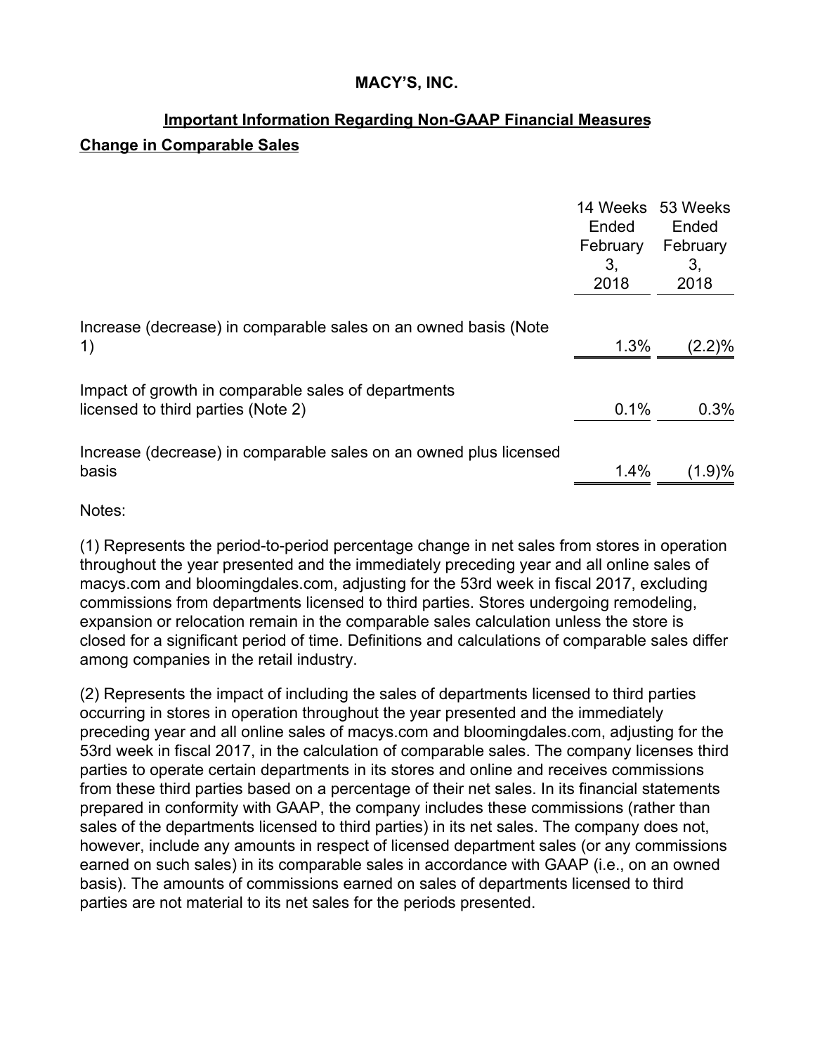**MACY'S, INC.**

**Important Information Regarding Non-GAAP Financial Measures**

**Change in Comparable Sales**

| | 14 Weeks Ended February 3, 2018 | 53 Weeks Ended February 3, 2018 |
|---|---|---|
| Increase (decrease) in comparable sales on an owned basis (Note 1) | 1.3% | (2.2)% |
| Impact of growth in comparable sales of departments licensed to third parties (Note 2) | 0.1% | 0.3% |
| Increase (decrease) in comparable sales on an owned plus licensed basis | 1.4% | (1.9)% |

Notes:

(1) Represents the period-to-period percentage change in net sales from stores in operation throughout the year presented and the immediately preceding year and all online sales of macys.com and bloomingdales.com, adjusting for the 53rd week in fiscal 2017, excluding commissions from departments licensed to third parties. Stores undergoing remodeling, expansion or relocation remain in the comparable sales calculation unless the store is closed for a significant period of time. Definitions and calculations of comparable sales differ among companies in the retail industry.

(2) Represents the impact of including the sales of departments licensed to third parties occurring in stores in operation throughout the year presented and the immediately preceding year and all online sales of macys.com and bloomingdales.com, adjusting for the 53rd week in fiscal 2017, in the calculation of comparable sales. The company licenses third parties to operate certain departments in its stores and online and receives commissions from these third parties based on a percentage of their net sales. In its financial statements prepared in conformity with GAAP, the company includes these commissions (rather than sales of the departments licensed to third parties) in its net sales. The company does not, however, include any amounts in respect of licensed department sales (or any commissions earned on such sales) in its comparable sales in accordance with GAAP (i.e., on an owned basis). The amounts of commissions earned on sales of departments licensed to third parties are not material to its net sales for the periods presented.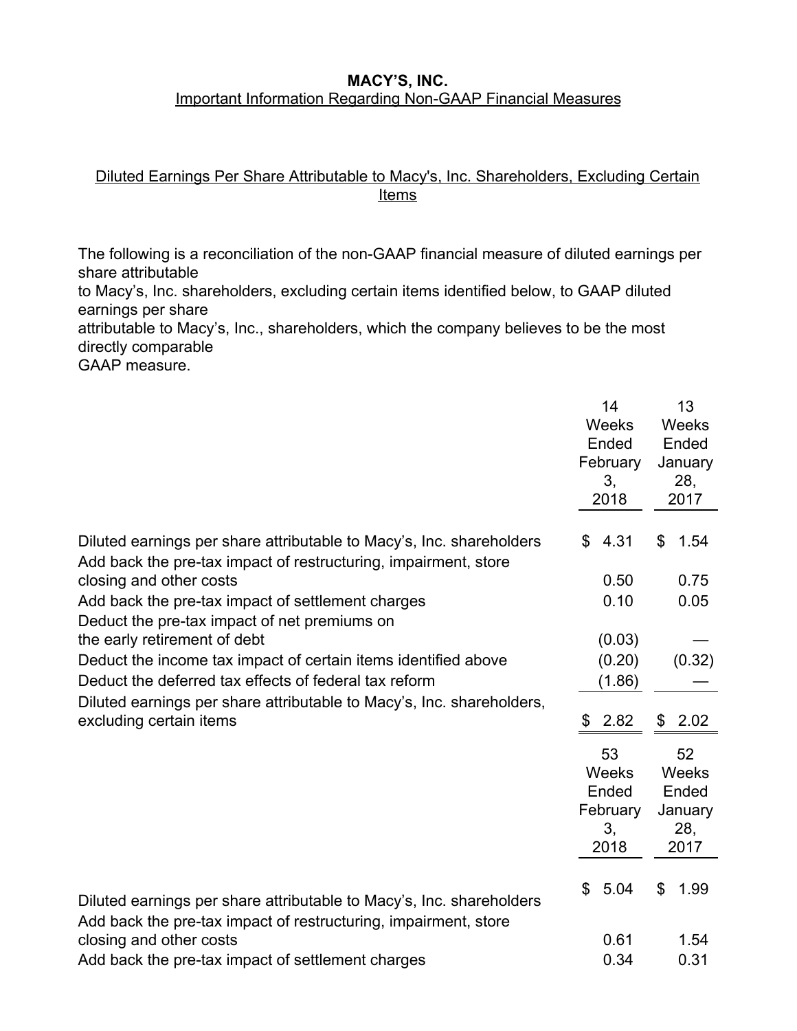**MACY'S, INC.**

Important Information Regarding Non-GAAP Financial Measures

Diluted Earnings Per Share Attributable to Macy's, Inc. Shareholders, Excluding Certain Items

The following is a reconciliation of the non-GAAP financial measure of diluted earnings per share attributable
to Macy's, Inc. shareholders, excluding certain items identified below, to GAAP diluted earnings per share
attributable to Macy's, Inc., shareholders, which the company believes to be the most directly comparable
GAAP measure.

| | 14 Weeks Ended February 3, 2018 | 13 Weeks Ended January 28, 2017 |
|---|---|---|
| Diluted earnings per share attributable to Macy's, Inc. shareholders | $ 4.31 | $ 1.54 |
| Add back the pre-tax impact of restructuring, impairment, store closing and other costs | 0.50 | 0.75 |
| Add back the pre-tax impact of settlement charges | 0.10 | 0.05 |
| Deduct the pre-tax impact of net premiums on the early retirement of debt | (0.03) | — |
| Deduct the income tax impact of certain items identified above | (0.20) | (0.32) |
| Deduct the deferred tax effects of federal tax reform | (1.86) | — |
| Diluted earnings per share attributable to Macy's, Inc. shareholders, excluding certain items | $ 2.82 | $ 2.02 |

| | 53 Weeks Ended February 3, 2018 | 52 Weeks Ended January 28, 2017 |
|---|---|---|
| Diluted earnings per share attributable to Macy's, Inc. shareholders | $ 5.04 | $ 1.99 |
| Add back the pre-tax impact of restructuring, impairment, store closing and other costs | 0.61 | 1.54 |
| Add back the pre-tax impact of settlement charges | 0.34 | 0.31 |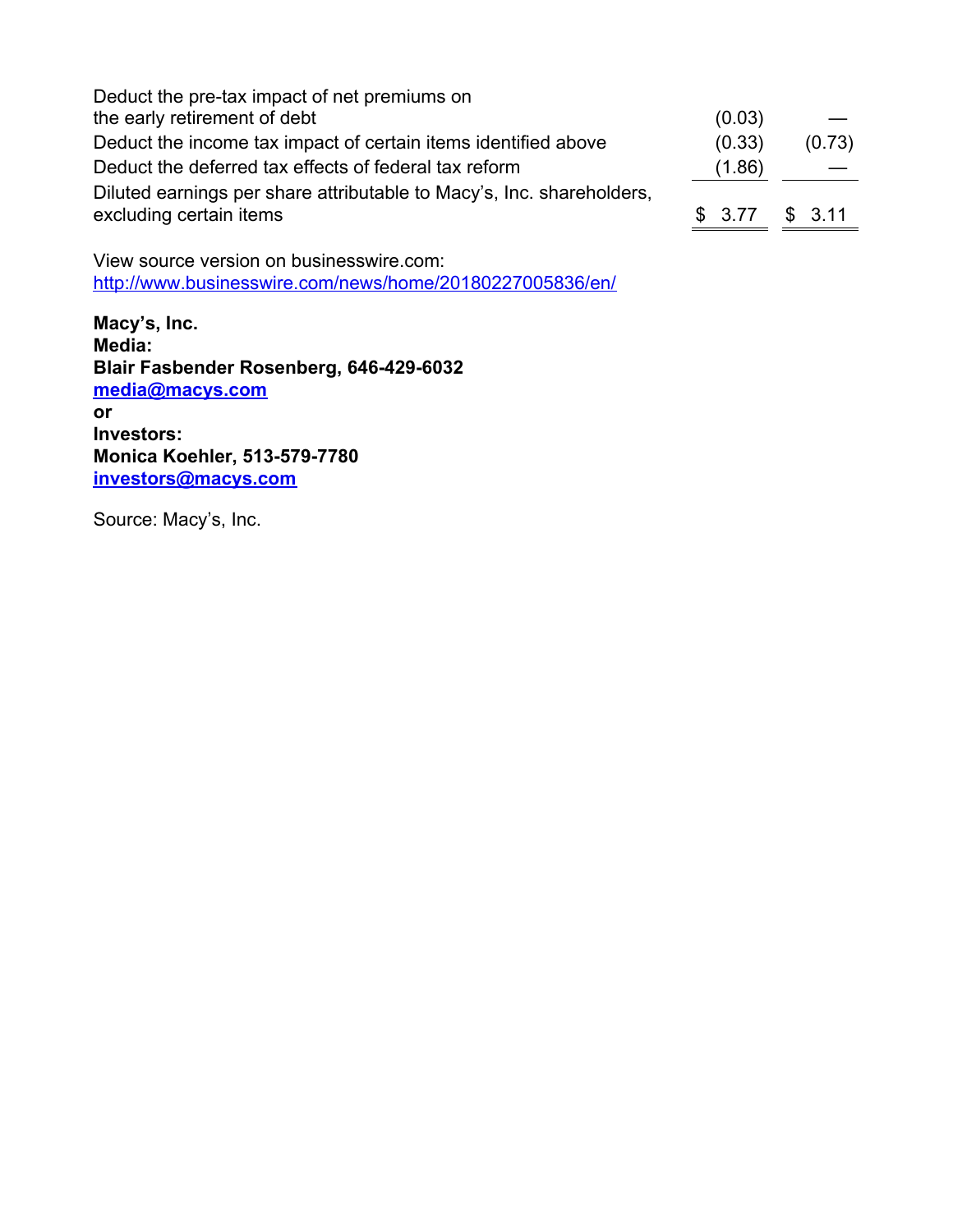| | | |
|---|---|---|
| Deduct the pre-tax impact of net premiums on the early retirement of debt | (0.03) | — |
| Deduct the income tax impact of certain items identified above | (0.33) | (0.73) |
| Deduct the deferred tax effects of federal tax reform | (1.86) | — |
| Diluted earnings per share attributable to Macy's, Inc. shareholders, excluding certain items | $ 3.77 | $ 3.11 |

View source version on businesswire.com:
http://www.businesswire.com/news/home/20180227005836/en/

**Macy's, Inc.**
**Media:**
**Blair Fasbender Rosenberg, 646-429-6032**
**media@macys.com**
**or**
**Investors:**
**Monica Koehler, 513-579-7780**
**investors@macys.com**

Source: Macy's, Inc.